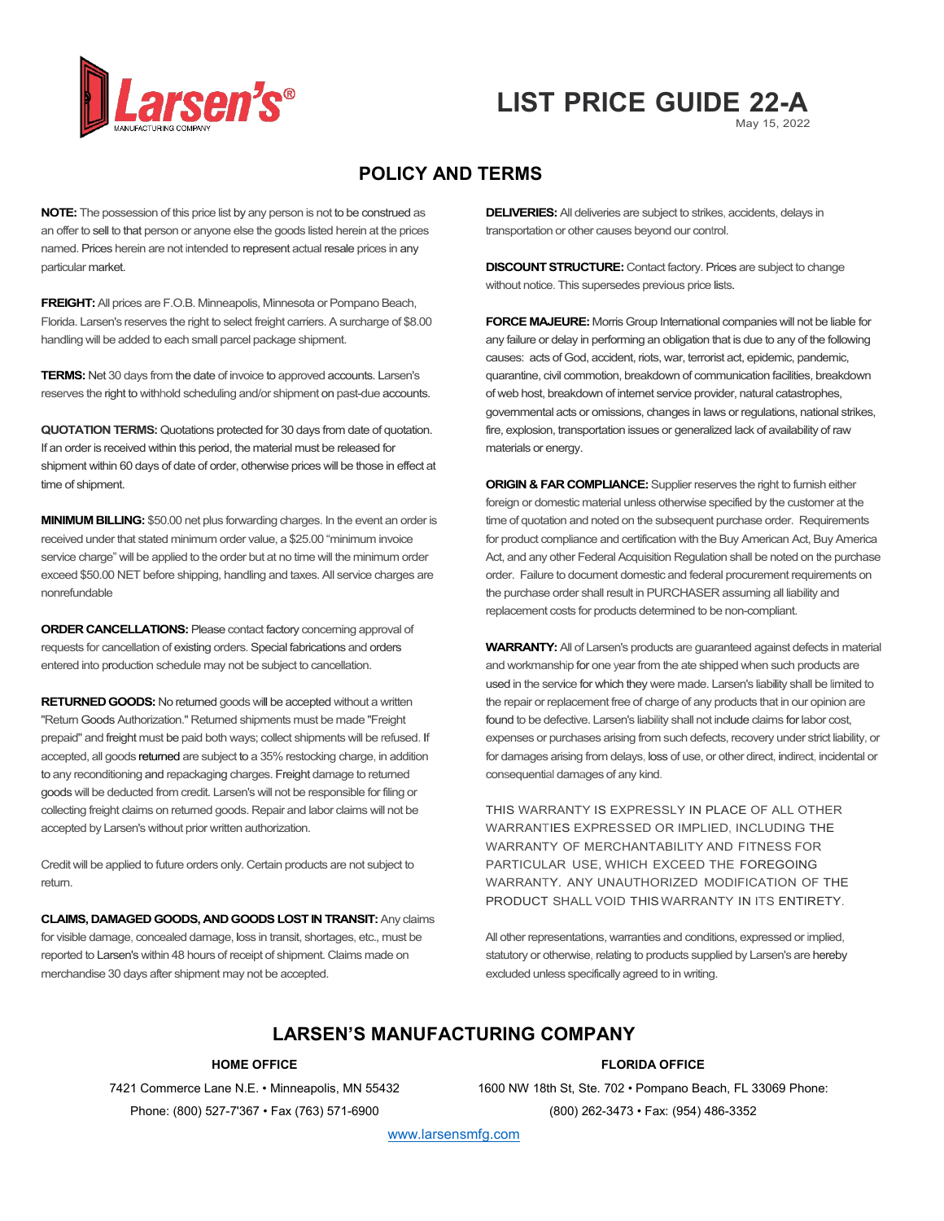Larsen's® MANUFACTURING COMPANY

# LIST PRICE GUIDE 22-A

May 15, 2022

## POLICY AND TERMS

**NOTE:** The possession of this price list by any person is not to be construed as an offer to sell to that person or anyone else the goods listed herein at the prices named. Prices herein are not intended to represent actual resale prices in any particular market.

**FREIGHT:** All prices are F.O.B. Minneapolis, Minnesota or Pompano Beach, Florida. Larsen's reserves the right to select freight carriers. A surcharge of $8.00 handling will be added to each small parcel package shipment.

**TERMS:** Net 30 days from the date of invoice to approved accounts. Larsen's reserves the right to withhold scheduling and/or shipment on past-due accounts.

**QUOTATION TERMS:** Quotations protected for 30 days from date of quotation. If an order is received within this period, the material must be released for shipment within 60 days of date of order, otherwise prices will be those in effect at time of shipment.

**MINIMUM BILLING:** $50.00 net plus forwarding charges. In the event an order is received under that stated minimum order value, a $25.00 "minimum invoice service charge" will be applied to the order but at no time will the minimum order exceed $50.00 NET before shipping, handling and taxes. All service charges are nonrefundable

**ORDER CANCELLATIONS:** Please contact factory concerning approval of requests for cancellation of existing orders. Special fabrications and orders entered into production schedule may not be subject to cancellation.

**RETURNED GOODS:** No returned goods will be accepted without a written "Return Goods Authorization." Returned shipments must be made "Freight prepaid" and freight must be paid both ways; collect shipments will be refused. If accepted, all goods returned are subject to a 35% restocking charge, in addition to any reconditioning and repackaging charges. Freight damage to returned goods will be deducted from credit. Larsen's will not be responsible for filing or collecting freight claims on returned goods. Repair and labor claims will not be accepted by Larsen's without prior written authorization.

Credit will be applied to future orders only. Certain products are not subject to return.

**CLAIMS, DAMAGED GOODS, AND GOODS LOST IN TRANSIT:** Any claims for visible damage, concealed damage, loss in transit, shortages, etc., must be reported to Larsen's within 48 hours of receipt of shipment. Claims made on merchandise 30 days after shipment may not be accepted.

**DELIVERIES:** All deliveries are subject to strikes, accidents, delays in transportation or other causes beyond our control.

**DISCOUNT STRUCTURE:** Contact factory. Prices are subject to change without notice. This supersedes previous price lists.

**FORCE MAJEURE:** Morris Group International companies will not be liable for any failure or delay in performing an obligation that is due to any of the following causes: acts of God, accident, riots, war, terrorist act, epidemic, pandemic, quarantine, civil commotion, breakdown of communication facilities, breakdown of web host, breakdown of internet service provider, natural catastrophes, governmental acts or omissions, changes in laws or regulations, national strikes, fire, explosion, transportation issues or generalized lack of availability of raw materials or energy.

**ORIGIN & FAR COMPLIANCE:** Supplier reserves the right to furnish either foreign or domestic material unless otherwise specified by the customer at the time of quotation and noted on the subsequent purchase order. Requirements for product compliance and certification with the Buy American Act, Buy America Act, and any other Federal Acquisition Regulation shall be noted on the purchase order. Failure to document domestic and federal procurement requirements on the purchase order shall result in PURCHASER assuming all liability and replacement costs for products determined to be non-compliant.

**WARRANTY:** All of Larsen's products are guaranteed against defects in material and workmanship for one year from the ate shipped when such products are used in the service for which they were made. Larsen's liability shall be limited to the repair or replacement free of charge of any products that in our opinion are found to be defective. Larsen's liability shall not include claims for labor cost, expenses or purchases arising from such defects, recovery under strict liability, or for damages arising from delays, loss of use, or other direct, indirect, incidental or consequential damages of any kind.

THIS WARRANTY IS EXPRESSLY IN PLACE OF ALL OTHER WARRANTIES EXPRESSED OR IMPLIED, INCLUDING THE WARRANTY OF MERCHANTABILITY AND FITNESS FOR PARTICULAR USE, WHICH EXCEED THE FOREGOING WARRANTY. ANY UNAUTHORIZED MODIFICATION OF THE PRODUCT SHALL VOID THIS WARRANTY IN ITS ENTIRETY.

All other representations, warranties and conditions, expressed or implied, statutory or otherwise, relating to products supplied by Larsen's are hereby excluded unless specifically agreed to in writing.

## LARSEN'S MANUFACTURING COMPANY

**HOME OFFICE**

7421 Commerce Lane N.E. • Minneapolis, MN 55432

Phone: (800) 527-7'367 • Fax (763) 571-6900

**FLORIDA OFFICE**

1600 NW 18th St, Ste. 702 • Pompano Beach, FL 33069 Phone: (800) 262-3473 • Fax: (954) 486-3352

www.larsensmfg.com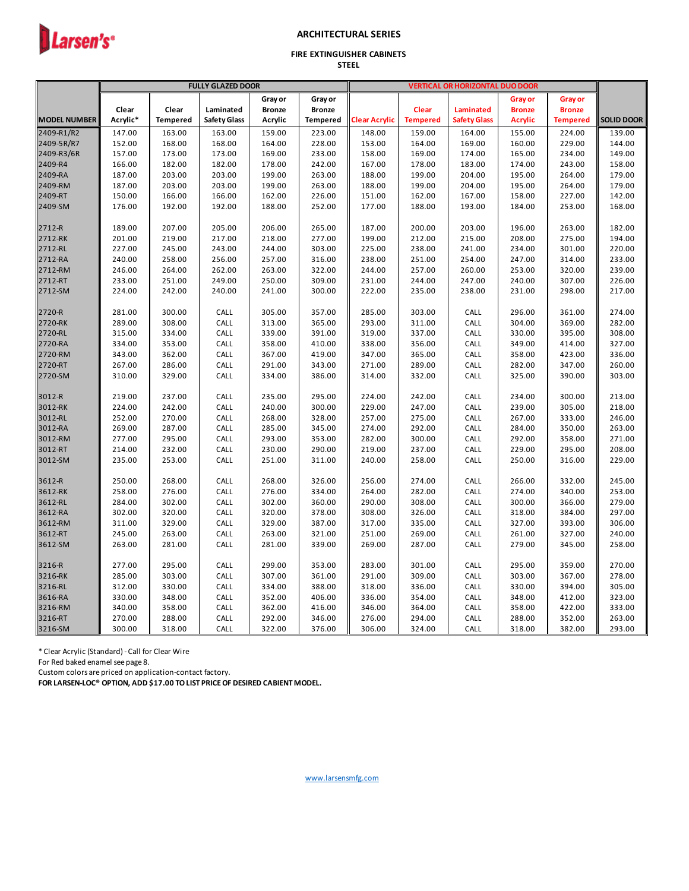Larsen's®

# ARCHITECTURAL SERIES

## FIRE EXTINGUISHER CABINETS
## STEEL

| MODEL NUMBER | FULLY GLAZED DOOR | | | | | VERTICAL OR HORIZONTAL DUO DOOR | | | | | SOLID DOOR |
|---|---|---|---|---|---|---|---|---|---|---|---|
| | Clear Acrylic* | Clear Tempered | Laminated Safety Glass | Gray or Bronze Acrylic | Gray or Bronze Tempered | Clear Acrylic | Clear Tempered | Laminated Safety Glass | Gray or Bronze Acrylic | Gray or Bronze Tempered | |
| 2409-R1/R2 | 147.00 | 163.00 | 163.00 | 159.00 | 223.00 | 148.00 | 159.00 | 164.00 | 155.00 | 224.00 | 139.00 |
| 2409-5R/R7 | 152.00 | 168.00 | 168.00 | 164.00 | 228.00 | 153.00 | 164.00 | 169.00 | 160.00 | 229.00 | 144.00 |
| 2409-R3/6R | 157.00 | 173.00 | 173.00 | 169.00 | 233.00 | 158.00 | 169.00 | 174.00 | 165.00 | 234.00 | 149.00 |
| 2409-R4 | 166.00 | 182.00 | 182.00 | 178.00 | 242.00 | 167.00 | 178.00 | 183.00 | 174.00 | 243.00 | 158.00 |
| 2409-RA | 187.00 | 203.00 | 203.00 | 199.00 | 263.00 | 188.00 | 199.00 | 204.00 | 195.00 | 264.00 | 179.00 |
| 2409-RM | 187.00 | 203.00 | 203.00 | 199.00 | 263.00 | 188.00 | 199.00 | 204.00 | 195.00 | 264.00 | 179.00 |
| 2409-RT | 150.00 | 166.00 | 166.00 | 162.00 | 226.00 | 151.00 | 162.00 | 167.00 | 158.00 | 227.00 | 142.00 |
| 2409-SM | 176.00 | 192.00 | 192.00 | 188.00 | 252.00 | 177.00 | 188.00 | 193.00 | 184.00 | 253.00 | 168.00 |
| | | | | | | | | | | | |
| 2712-R | 189.00 | 207.00 | 205.00 | 206.00 | 265.00 | 187.00 | 200.00 | 203.00 | 196.00 | 263.00 | 182.00 |
| 2712-RK | 201.00 | 219.00 | 217.00 | 218.00 | 277.00 | 199.00 | 212.00 | 215.00 | 208.00 | 275.00 | 194.00 |
| 2712-RL | 227.00 | 245.00 | 243.00 | 244.00 | 303.00 | 225.00 | 238.00 | 241.00 | 234.00 | 301.00 | 220.00 |
| 2712-RA | 240.00 | 258.00 | 256.00 | 257.00 | 316.00 | 238.00 | 251.00 | 254.00 | 247.00 | 314.00 | 233.00 |
| 2712-RM | 246.00 | 264.00 | 262.00 | 263.00 | 322.00 | 244.00 | 257.00 | 260.00 | 253.00 | 320.00 | 239.00 |
| 2712-RT | 233.00 | 251.00 | 249.00 | 250.00 | 309.00 | 231.00 | 244.00 | 247.00 | 240.00 | 307.00 | 226.00 |
| 2712-SM | 224.00 | 242.00 | 240.00 | 241.00 | 300.00 | 222.00 | 235.00 | 238.00 | 231.00 | 298.00 | 217.00 |
| | | | | | | | | | | | |
| 2720-R | 281.00 | 300.00 | CALL | 305.00 | 357.00 | 285.00 | 303.00 | CALL | 296.00 | 361.00 | 274.00 |
| 2720-RK | 289.00 | 308.00 | CALL | 313.00 | 365.00 | 293.00 | 311.00 | CALL | 304.00 | 369.00 | 282.00 |
| 2720-RL | 315.00 | 334.00 | CALL | 339.00 | 391.00 | 319.00 | 337.00 | CALL | 330.00 | 395.00 | 308.00 |
| 2720-RA | 334.00 | 353.00 | CALL | 358.00 | 410.00 | 338.00 | 356.00 | CALL | 349.00 | 414.00 | 327.00 |
| 2720-RM | 343.00 | 362.00 | CALL | 367.00 | 419.00 | 347.00 | 365.00 | CALL | 358.00 | 423.00 | 336.00 |
| 2720-RT | 267.00 | 286.00 | CALL | 291.00 | 343.00 | 271.00 | 289.00 | CALL | 282.00 | 347.00 | 260.00 |
| 2720-SM | 310.00 | 329.00 | CALL | 334.00 | 386.00 | 314.00 | 332.00 | CALL | 325.00 | 390.00 | 303.00 |
| | | | | | | | | | | | |
| 3012-R | 219.00 | 237.00 | CALL | 235.00 | 295.00 | 224.00 | 242.00 | CALL | 234.00 | 300.00 | 213.00 |
| 3012-RK | 224.00 | 242.00 | CALL | 240.00 | 300.00 | 229.00 | 247.00 | CALL | 239.00 | 305.00 | 218.00 |
| 3012-RL | 252.00 | 270.00 | CALL | 268.00 | 328.00 | 257.00 | 275.00 | CALL | 267.00 | 333.00 | 246.00 |
| 3012-RA | 269.00 | 287.00 | CALL | 285.00 | 345.00 | 274.00 | 292.00 | CALL | 284.00 | 350.00 | 263.00 |
| 3012-RM | 277.00 | 295.00 | CALL | 293.00 | 353.00 | 282.00 | 300.00 | CALL | 292.00 | 358.00 | 271.00 |
| 3012-RT | 214.00 | 232.00 | CALL | 230.00 | 290.00 | 219.00 | 237.00 | CALL | 229.00 | 295.00 | 208.00 |
| 3012-SM | 235.00 | 253.00 | CALL | 251.00 | 311.00 | 240.00 | 258.00 | CALL | 250.00 | 316.00 | 229.00 |
| | | | | | | | | | | | |
| 3612-R | 250.00 | 268.00 | CALL | 268.00 | 326.00 | 256.00 | 274.00 | CALL | 266.00 | 332.00 | 245.00 |
| 3612-RK | 258.00 | 276.00 | CALL | 276.00 | 334.00 | 264.00 | 282.00 | CALL | 274.00 | 340.00 | 253.00 |
| 3612-RL | 284.00 | 302.00 | CALL | 302.00 | 360.00 | 290.00 | 308.00 | CALL | 300.00 | 366.00 | 279.00 |
| 3612-RA | 302.00 | 320.00 | CALL | 320.00 | 378.00 | 308.00 | 326.00 | CALL | 318.00 | 384.00 | 297.00 |
| 3612-RM | 311.00 | 329.00 | CALL | 329.00 | 387.00 | 317.00 | 335.00 | CALL | 327.00 | 393.00 | 306.00 |
| 3612-RT | 245.00 | 263.00 | CALL | 263.00 | 321.00 | 251.00 | 269.00 | CALL | 261.00 | 327.00 | 240.00 |
| 3612-SM | 263.00 | 281.00 | CALL | 281.00 | 339.00 | 269.00 | 287.00 | CALL | 279.00 | 345.00 | 258.00 |
| | | | | | | | | | | | |
| 3216-R | 277.00 | 295.00 | CALL | 299.00 | 353.00 | 283.00 | 301.00 | CALL | 295.00 | 359.00 | 270.00 |
| 3216-RK | 285.00 | 303.00 | CALL | 307.00 | 361.00 | 291.00 | 309.00 | CALL | 303.00 | 367.00 | 278.00 |
| 3216-RL | 312.00 | 330.00 | CALL | 334.00 | 388.00 | 318.00 | 336.00 | CALL | 330.00 | 394.00 | 305.00 |
| 3616-RA | 330.00 | 348.00 | CALL | 352.00 | 406.00 | 336.00 | 354.00 | CALL | 348.00 | 412.00 | 323.00 |
| 3216-RM | 340.00 | 358.00 | CALL | 362.00 | 416.00 | 346.00 | 364.00 | CALL | 358.00 | 422.00 | 333.00 |
| 3216-RT | 270.00 | 288.00 | CALL | 292.00 | 346.00 | 276.00 | 294.00 | CALL | 288.00 | 352.00 | 263.00 |
| 3216-SM | 300.00 | 318.00 | CALL | 322.00 | 376.00 | 306.00 | 324.00 | CALL | 318.00 | 382.00 | 293.00 |

* Clear Acrylic (Standard) - Call for Clear Wire

For Red baked enamel see page 8.

Custom colors are priced on application-contact factory.

**FOR LARSEN-LOC® OPTION, ADD $17.00 TO LIST PRICE OF DESIRED CABIENT MODEL.**

www.larsensmfg.com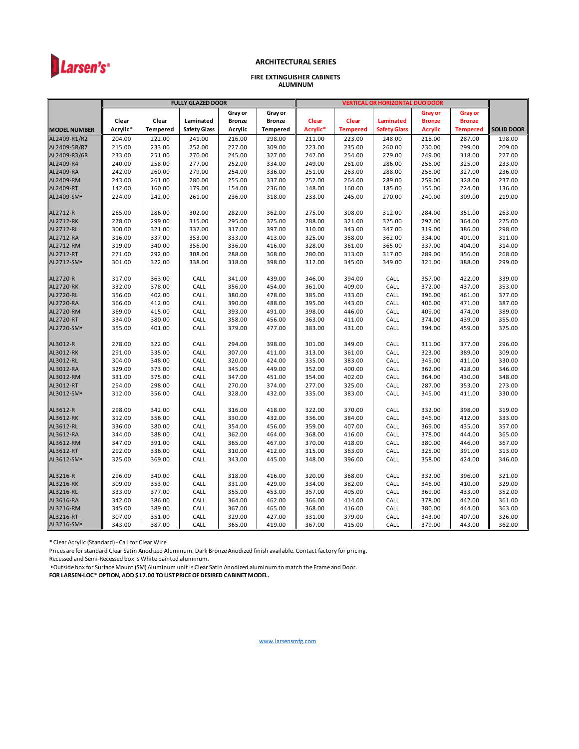Larsen's®

## ARCHITECTURAL SERIES

### FIRE EXTINGUISHER CABINETS
### ALUMINUM

| | FULLY GLAZED DOOR | | | | | VERTICAL OR HORIZONTAL DUO DOOR | | | | | |
|---|---|---|---|---|---|---|---|---|---|---|---|
| MODEL NUMBER | Clear Acrylic* | Clear Tempered | Laminated Safety Glass | Gray or Bronze Acrylic | Gray or Bronze Tempered | Clear Acrylic* | Clear Tempered | Laminated Safety Glass | Gray or Bronze Acrylic | Gray or Bronze Tempered | SOLID DOOR |
| AL2409-R1/R2 | 204.00 | 222.00 | 241.00 | 216.00 | 298.00 | 211.00 | 223.00 | 248.00 | 218.00 | 287.00 | 198.00 |
| AL2409-5R/R7 | 215.00 | 233.00 | 252.00 | 227.00 | 309.00 | 223.00 | 235.00 | 260.00 | 230.00 | 299.00 | 209.00 |
| AL2409-R3/6R | 233.00 | 251.00 | 270.00 | 245.00 | 327.00 | 242.00 | 254.00 | 279.00 | 249.00 | 318.00 | 227.00 |
| AL2409-R4 | 240.00 | 258.00 | 277.00 | 252.00 | 334.00 | 249.00 | 261.00 | 286.00 | 256.00 | 325.00 | 233.00 |
| AL2409-RA | 242.00 | 260.00 | 279.00 | 254.00 | 336.00 | 251.00 | 263.00 | 288.00 | 258.00 | 327.00 | 236.00 |
| AL2409-RM | 243.00 | 261.00 | 280.00 | 255.00 | 337.00 | 252.00 | 264.00 | 289.00 | 259.00 | 328.00 | 237.00 |
| AL2409-RT | 142.00 | 160.00 | 179.00 | 154.00 | 236.00 | 148.00 | 160.00 | 185.00 | 155.00 | 224.00 | 136.00 |
| AL2409-SM♦ | 224.00 | 242.00 | 261.00 | 236.00 | 318.00 | 233.00 | 245.00 | 270.00 | 240.00 | 309.00 | 219.00 |
| AL2712-R | 265.00 | 286.00 | 302.00 | 282.00 | 362.00 | 275.00 | 308.00 | 312.00 | 284.00 | 351.00 | 263.00 |
| AL2712-RK | 278.00 | 299.00 | 315.00 | 295.00 | 375.00 | 288.00 | 321.00 | 325.00 | 297.00 | 364.00 | 275.00 |
| AL2712-RL | 300.00 | 321.00 | 337.00 | 317.00 | 397.00 | 310.00 | 343.00 | 347.00 | 319.00 | 386.00 | 298.00 |
| AL2712-RA | 316.00 | 337.00 | 353.00 | 333.00 | 413.00 | 325.00 | 358.00 | 362.00 | 334.00 | 401.00 | 311.00 |
| AL2712-RM | 319.00 | 340.00 | 356.00 | 336.00 | 416.00 | 328.00 | 361.00 | 365.00 | 337.00 | 404.00 | 314.00 |
| AL2712-RT | 271.00 | 292.00 | 308.00 | 288.00 | 368.00 | 280.00 | 313.00 | 317.00 | 289.00 | 356.00 | 268.00 |
| AL2712-SM♦ | 301.00 | 322.00 | 338.00 | 318.00 | 398.00 | 312.00 | 345.00 | 349.00 | 321.00 | 388.00 | 299.00 |
| AL2720-R | 317.00 | 363.00 | CALL | 341.00 | 439.00 | 346.00 | 394.00 | CALL | 357.00 | 422.00 | 339.00 |
| AL2720-RK | 332.00 | 378.00 | CALL | 356.00 | 454.00 | 361.00 | 409.00 | CALL | 372.00 | 437.00 | 353.00 |
| AL2720-RL | 356.00 | 402.00 | CALL | 380.00 | 478.00 | 385.00 | 433.00 | CALL | 396.00 | 461.00 | 377.00 |
| AL2720-RA | 366.00 | 412.00 | CALL | 390.00 | 488.00 | 395.00 | 443.00 | CALL | 406.00 | 471.00 | 387.00 |
| AL2720-RM | 369.00 | 415.00 | CALL | 393.00 | 491.00 | 398.00 | 446.00 | CALL | 409.00 | 474.00 | 389.00 |
| AL2720-RT | 334.00 | 380.00 | CALL | 358.00 | 456.00 | 363.00 | 411.00 | CALL | 374.00 | 439.00 | 355.00 |
| AL2720-SM♦ | 355.00 | 401.00 | CALL | 379.00 | 477.00 | 383.00 | 431.00 | CALL | 394.00 | 459.00 | 375.00 |
| AL3012-R | 278.00 | 322.00 | CALL | 294.00 | 398.00 | 301.00 | 349.00 | CALL | 311.00 | 377.00 | 296.00 |
| AL3012-RK | 291.00 | 335.00 | CALL | 307.00 | 411.00 | 313.00 | 361.00 | CALL | 323.00 | 389.00 | 309.00 |
| AL3012-RL | 304.00 | 348.00 | CALL | 320.00 | 424.00 | 335.00 | 383.00 | CALL | 345.00 | 411.00 | 330.00 |
| AL3012-RA | 329.00 | 373.00 | CALL | 345.00 | 449.00 | 352.00 | 400.00 | CALL | 362.00 | 428.00 | 346.00 |
| AL3012-RM | 331.00 | 375.00 | CALL | 347.00 | 451.00 | 354.00 | 402.00 | CALL | 364.00 | 430.00 | 348.00 |
| AL3012-RT | 254.00 | 298.00 | CALL | 270.00 | 374.00 | 277.00 | 325.00 | CALL | 287.00 | 353.00 | 273.00 |
| AL3012-SM♦ | 312.00 | 356.00 | CALL | 328.00 | 432.00 | 335.00 | 383.00 | CALL | 345.00 | 411.00 | 330.00 |
| AL3612-R | 298.00 | 342.00 | CALL | 316.00 | 418.00 | 322.00 | 370.00 | CALL | 332.00 | 398.00 | 319.00 |
| AL3612-RK | 312.00 | 356.00 | CALL | 330.00 | 432.00 | 336.00 | 384.00 | CALL | 346.00 | 412.00 | 333.00 |
| AL3612-RL | 336.00 | 380.00 | CALL | 354.00 | 456.00 | 359.00 | 407.00 | CALL | 369.00 | 435.00 | 357.00 |
| AL3612-RA | 344.00 | 388.00 | CALL | 362.00 | 464.00 | 368.00 | 416.00 | CALL | 378.00 | 444.00 | 365.00 |
| AL3612-RM | 347.00 | 391.00 | CALL | 365.00 | 467.00 | 370.00 | 418.00 | CALL | 380.00 | 446.00 | 367.00 |
| AL3612-RT | 292.00 | 336.00 | CALL | 310.00 | 412.00 | 315.00 | 363.00 | CALL | 325.00 | 391.00 | 313.00 |
| AL3612-SM♦ | 325.00 | 369.00 | CALL | 343.00 | 445.00 | 348.00 | 396.00 | CALL | 358.00 | 424.00 | 346.00 |
| AL3216-R | 296.00 | 340.00 | CALL | 318.00 | 416.00 | 320.00 | 368.00 | CALL | 332.00 | 396.00 | 321.00 |
| AL3216-RK | 309.00 | 353.00 | CALL | 331.00 | 429.00 | 334.00 | 382.00 | CALL | 346.00 | 410.00 | 329.00 |
| AL3216-RL | 333.00 | 377.00 | CALL | 355.00 | 453.00 | 357.00 | 405.00 | CALL | 369.00 | 433.00 | 352.00 |
| AL3616-RA | 342.00 | 386.00 | CALL | 364.00 | 462.00 | 366.00 | 414.00 | CALL | 378.00 | 442.00 | 361.00 |
| AL3216-RM | 345.00 | 389.00 | CALL | 367.00 | 465.00 | 368.00 | 416.00 | CALL | 380.00 | 444.00 | 363.00 |
| AL3216-RT | 307.00 | 351.00 | CALL | 329.00 | 427.00 | 331.00 | 379.00 | CALL | 343.00 | 407.00 | 326.00 |
| AL3216-SM♦ | 343.00 | 387.00 | CALL | 365.00 | 419.00 | 367.00 | 415.00 | CALL | 379.00 | 443.00 | 362.00 |

* Clear Acrylic (Standard) - Call for Clear Wire

Prices are for standard Clear Satin Anodized Aluminum. Dark Bronze Anodized finish available. Contact factory for pricing.

Recessed and Semi-Recessed box is White painted aluminum.

♦Outside box for Surface Mount (SM) Aluminum unit is Clear Satin Anodized aluminum to match the Frame and Door.

**FOR LARSEN-LOC® OPTION, ADD $17.00 TO LIST PRICE OF DESIRED CABINET MODEL.**

www.larsensmfg.com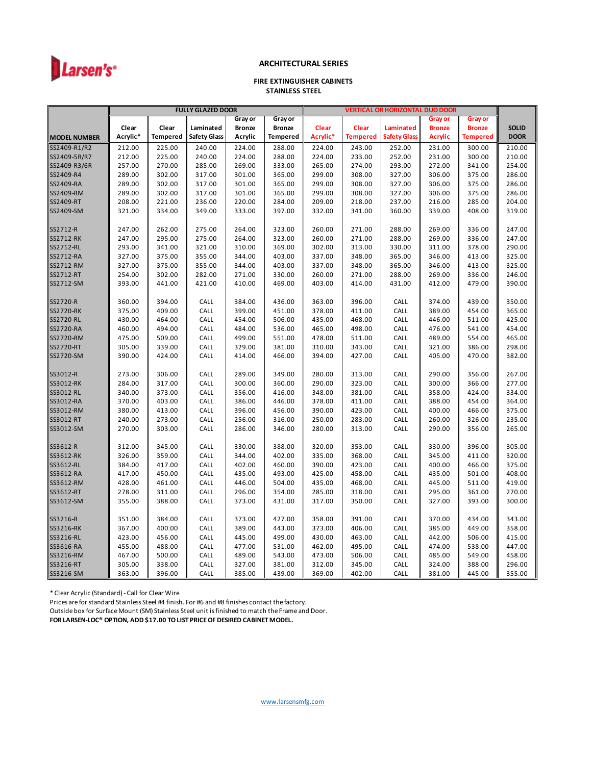Larsen's®

# ARCHITECTURAL SERIES

## FIRE EXTINGUISHER CABINETS
## STAINLESS STEEL

| MODEL NUMBER | FULLY GLAZED DOOR | | | | | VERTICAL OR HORIZONTAL DUO DOOR | | | | | SOLID DOOR |
|---|---|---|---|---|---|---|---|---|---|---|---|
| | Clear Acrylic* | Clear Tempered | Laminated Safety Glass | Gray or Bronze Acrylic | Gray or Bronze Tempered | Clear Acrylic* | Clear Tempered | Laminated Safety Glass | Gray or Bronze Acrylic | Gray or Bronze Tempered | |
| SS2409-R1/R2 | 212.00 | 225.00 | 240.00 | 224.00 | 288.00 | 224.00 | 243.00 | 252.00 | 231.00 | 300.00 | 210.00 |
| SS2409-5R/R7 | 212.00 | 225.00 | 240.00 | 224.00 | 288.00 | 224.00 | 233.00 | 252.00 | 231.00 | 300.00 | 210.00 |
| SS2409-R3/6R | 257.00 | 270.00 | 285.00 | 269.00 | 333.00 | 265.00 | 274.00 | 293.00 | 272.00 | 341.00 | 254.00 |
| SS2409-R4 | 289.00 | 302.00 | 317.00 | 301.00 | 365.00 | 299.00 | 308.00 | 327.00 | 306.00 | 375.00 | 286.00 |
| SS2409-RA | 289.00 | 302.00 | 317.00 | 301.00 | 365.00 | 299.00 | 308.00 | 327.00 | 306.00 | 375.00 | 286.00 |
| SS2409-RM | 289.00 | 302.00 | 317.00 | 301.00 | 365.00 | 299.00 | 308.00 | 327.00 | 306.00 | 375.00 | 286.00 |
| SS2409-RT | 208.00 | 221.00 | 236.00 | 220.00 | 284.00 | 209.00 | 218.00 | 237.00 | 216.00 | 285.00 | 204.00 |
| SS2409-SM | 321.00 | 334.00 | 349.00 | 333.00 | 397.00 | 332.00 | 341.00 | 360.00 | 339.00 | 408.00 | 319.00 |
| | | | | | | | | | | | |
| SS2712-R | 247.00 | 262.00 | 275.00 | 264.00 | 323.00 | 260.00 | 271.00 | 288.00 | 269.00 | 336.00 | 247.00 |
| SS2712-RK | 247.00 | 295.00 | 275.00 | 264.00 | 323.00 | 260.00 | 271.00 | 288.00 | 269.00 | 336.00 | 247.00 |
| SS2712-RL | 293.00 | 341.00 | 321.00 | 310.00 | 369.00 | 302.00 | 313.00 | 330.00 | 311.00 | 378.00 | 290.00 |
| SS2712-RA | 327.00 | 375.00 | 355.00 | 344.00 | 403.00 | 337.00 | 348.00 | 365.00 | 346.00 | 413.00 | 325.00 |
| SS2712-RM | 327.00 | 375.00 | 355.00 | 344.00 | 403.00 | 337.00 | 348.00 | 365.00 | 346.00 | 413.00 | 325.00 |
| SS2712-RT | 254.00 | 302.00 | 282.00 | 271.00 | 330.00 | 260.00 | 271.00 | 288.00 | 269.00 | 336.00 | 246.00 |
| SS2712-SM | 393.00 | 441.00 | 421.00 | 410.00 | 469.00 | 403.00 | 414.00 | 431.00 | 412.00 | 479.00 | 390.00 |
| | | | | | | | | | | | |
| SS2720-R | 360.00 | 394.00 | CALL | 384.00 | 436.00 | 363.00 | 396.00 | CALL | 374.00 | 439.00 | 350.00 |
| SS2720-RK | 375.00 | 409.00 | CALL | 399.00 | 451.00 | 378.00 | 411.00 | CALL | 389.00 | 454.00 | 365.00 |
| SS2720-RL | 430.00 | 464.00 | CALL | 454.00 | 506.00 | 435.00 | 468.00 | CALL | 446.00 | 511.00 | 425.00 |
| SS2720-RA | 460.00 | 494.00 | CALL | 484.00 | 536.00 | 465.00 | 498.00 | CALL | 476.00 | 541.00 | 454.00 |
| SS2720-RM | 475.00 | 509.00 | CALL | 499.00 | 551.00 | 478.00 | 511.00 | CALL | 489.00 | 554.00 | 465.00 |
| SS2720-RT | 305.00 | 339.00 | CALL | 329.00 | 381.00 | 310.00 | 343.00 | CALL | 321.00 | 386.00 | 298.00 |
| SS2720-SM | 390.00 | 424.00 | CALL | 414.00 | 466.00 | 394.00 | 427.00 | CALL | 405.00 | 470.00 | 382.00 |
| | | | | | | | | | | | |
| SS3012-R | 273.00 | 306.00 | CALL | 289.00 | 349.00 | 280.00 | 313.00 | CALL | 290.00 | 356.00 | 267.00 |
| SS3012-RK | 284.00 | 317.00 | CALL | 300.00 | 360.00 | 290.00 | 323.00 | CALL | 300.00 | 366.00 | 277.00 |
| SS3012-RL | 340.00 | 373.00 | CALL | 356.00 | 416.00 | 348.00 | 381.00 | CALL | 358.00 | 424.00 | 334.00 |
| SS3012-RA | 370.00 | 403.00 | CALL | 386.00 | 446.00 | 378.00 | 411.00 | CALL | 388.00 | 454.00 | 364.00 |
| SS3012-RM | 380.00 | 413.00 | CALL | 396.00 | 456.00 | 390.00 | 423.00 | CALL | 400.00 | 466.00 | 375.00 |
| SS3012-RT | 240.00 | 273.00 | CALL | 256.00 | 316.00 | 250.00 | 283.00 | CALL | 260.00 | 326.00 | 235.00 |
| SS3012-SM | 270.00 | 303.00 | CALL | 286.00 | 346.00 | 280.00 | 313.00 | CALL | 290.00 | 356.00 | 265.00 |
| | | | | | | | | | | | |
| SS3612-R | 312.00 | 345.00 | CALL | 330.00 | 388.00 | 320.00 | 353.00 | CALL | 330.00 | 396.00 | 305.00 |
| SS3612-RK | 326.00 | 359.00 | CALL | 344.00 | 402.00 | 335.00 | 368.00 | CALL | 345.00 | 411.00 | 320.00 |
| SS3612-RL | 384.00 | 417.00 | CALL | 402.00 | 460.00 | 390.00 | 423.00 | CALL | 400.00 | 466.00 | 375.00 |
| SS3612-RA | 417.00 | 450.00 | CALL | 435.00 | 493.00 | 425.00 | 458.00 | CALL | 435.00 | 501.00 | 408.00 |
| SS3612-RM | 428.00 | 461.00 | CALL | 446.00 | 504.00 | 435.00 | 468.00 | CALL | 445.00 | 511.00 | 419.00 |
| SS3612-RT | 278.00 | 311.00 | CALL | 296.00 | 354.00 | 285.00 | 318.00 | CALL | 295.00 | 361.00 | 270.00 |
| SS3612-SM | 355.00 | 388.00 | CALL | 373.00 | 431.00 | 317.00 | 350.00 | CALL | 327.00 | 393.00 | 300.00 |
| | | | | | | | | | | | |
| SS3216-R | 351.00 | 384.00 | CALL | 373.00 | 427.00 | 358.00 | 391.00 | CALL | 370.00 | 434.00 | 343.00 |
| SS3216-RK | 367.00 | 400.00 | CALL | 389.00 | 443.00 | 373.00 | 406.00 | CALL | 385.00 | 449.00 | 358.00 |
| SS3216-RL | 423.00 | 456.00 | CALL | 445.00 | 499.00 | 430.00 | 463.00 | CALL | 442.00 | 506.00 | 415.00 |
| SS3616-RA | 455.00 | 488.00 | CALL | 477.00 | 531.00 | 462.00 | 495.00 | CALL | 474.00 | 538.00 | 447.00 |
| SS3216-RM | 467.00 | 500.00 | CALL | 489.00 | 543.00 | 473.00 | 506.00 | CALL | 485.00 | 549.00 | 458.00 |
| SS3216-RT | 305.00 | 338.00 | CALL | 327.00 | 381.00 | 312.00 | 345.00 | CALL | 324.00 | 388.00 | 296.00 |
| SS3216-SM | 363.00 | 396.00 | CALL | 385.00 | 439.00 | 369.00 | 402.00 | CALL | 381.00 | 445.00 | 355.00 |

* Clear Acrylic (Standard) - Call for Clear Wire
Prices are for standard Stainless Steel #4 finish. For #6 and #8 finishes contact the factory.
Outside box for Surface Mount (SM) Stainless Steel unit is finished to match the Frame and Door.
**FOR LARSEN-LOC® OPTION, ADD $17.00 TO LIST PRICE OF DESIRED CABINET MODEL.**

www.larsensmfg.com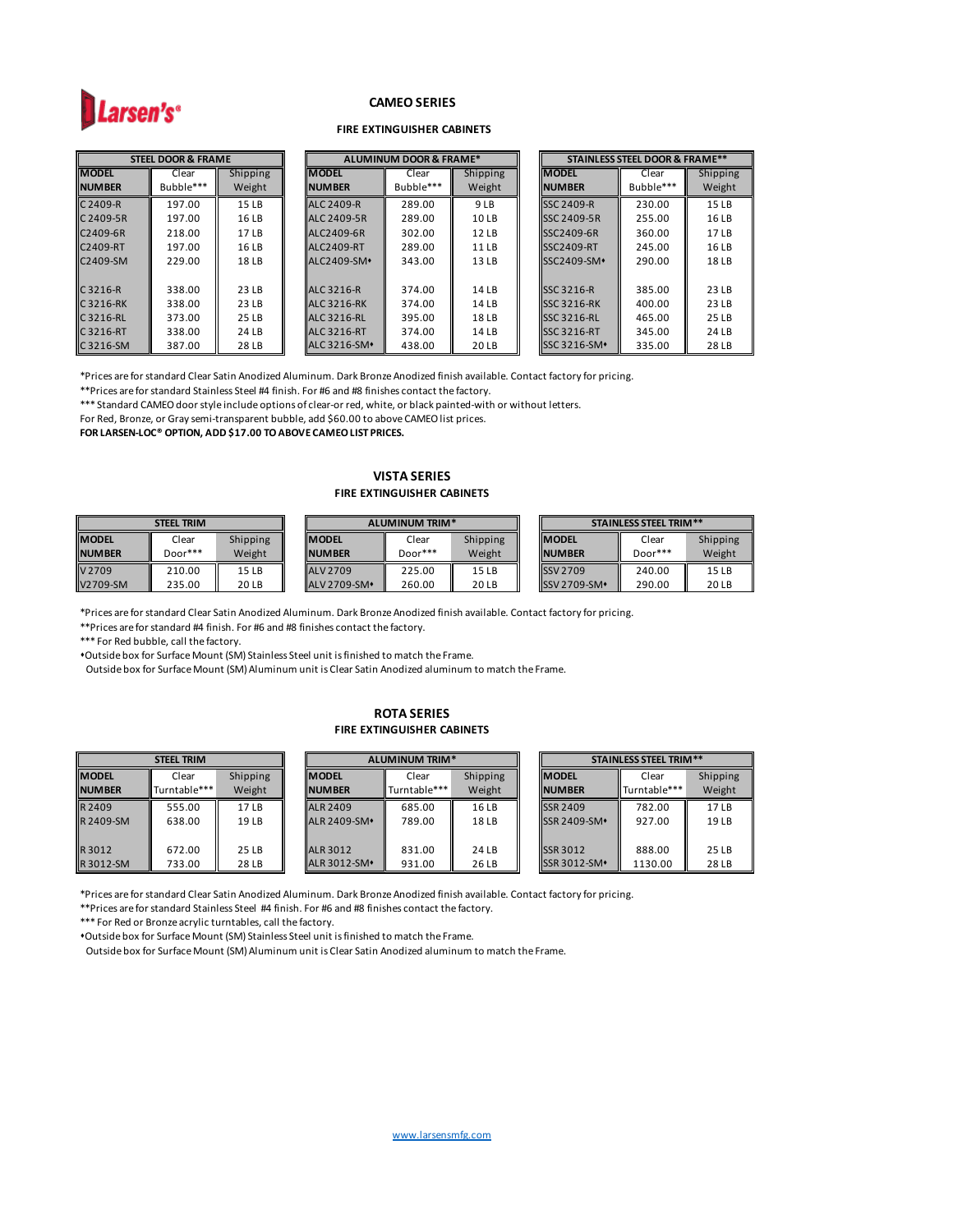Larsen's®

## CAMEO SERIES

### FIRE EXTINGUISHER CABINETS

| STEEL DOOR & FRAME | | | ALUMINUM DOOR & FRAME* | | | STAINLESS STEEL DOOR & FRAME** | | |
|---|---|---|---|---|---|---|---|---|
| MODEL NUMBER | Clear Bubble*** | Shipping Weight | MODEL NUMBER | Clear Bubble*** | Shipping Weight | MODEL NUMBER | Clear Bubble*** | Shipping Weight |
| C 2409-R | 197.00 | 15 LB | ALC 2409-R | 289.00 | 9 LB | SSC 2409-R | 230.00 | 15 LB |
| C 2409-5R | 197.00 | 16 LB | ALC 2409-5R | 289.00 | 10 LB | SSC 2409-5R | 255.00 | 16 LB |
| C2409-6R | 218.00 | 17 LB | ALC2409-6R | 302.00 | 12 LB | SSC2409-6R | 360.00 | 17 LB |
| C2409-RT | 197.00 | 16 LB | ALC2409-RT | 289.00 | 11 LB | SSC2409-RT | 245.00 | 16 LB |
| C2409-SM | 229.00 | 18 LB | ALC2409-SM♦ | 343.00 | 13 LB | SSC2409-SM♦ | 290.00 | 18 LB |
| C 3216-R | 338.00 | 23 LB | ALC 3216-R | 374.00 | 14 LB | SSC 3216-R | 385.00 | 23 LB |
| C 3216-RK | 338.00 | 23 LB | ALC 3216-RK | 374.00 | 14 LB | SSC 3216-RK | 400.00 | 23 LB |
| C 3216-RL | 373.00 | 25 LB | ALC 3216-RL | 395.00 | 18 LB | SSC 3216-RL | 465.00 | 25 LB |
| C 3216-RT | 338.00 | 24 LB | ALC 3216-RT | 374.00 | 14 LB | SSC 3216-RT | 345.00 | 24 LB |
| C 3216-SM | 387.00 | 28 LB | ALC 3216-SM♦ | 438.00 | 20 LB | SSC 3216-SM♦ | 335.00 | 28 LB |

*Prices are for standard Clear Satin Anodized Aluminum. Dark Bronze Anodized finish available. Contact factory for pricing.
**Prices are for standard Stainless Steel #4 finish. For #6 and #8 finishes contact the factory.
*** Standard CAMEO door style include options of clear-or red, white, or black painted-with or without letters.
For Red, Bronze, or Gray semi-transparent bubble, add $60.00 to above CAMEO list prices.
**FOR LARSEN-LOC® OPTION, ADD $17.00 TO ABOVE CAMEO LIST PRICES.**

## VISTA SERIES

### FIRE EXTINGUISHER CABINETS

| STEEL TRIM | | | ALUMINUM TRIM* | | | STAINLESS STEEL TRIM** | | |
|---|---|---|---|---|---|---|---|---|
| MODEL NUMBER | Clear Door*** | Shipping Weight | MODEL NUMBER | Clear Door*** | Shipping Weight | MODEL NUMBER | Clear Door*** | Shipping Weight |
| V 2709 | 210.00 | 15 LB | ALV 2709 | 225.00 | 15 LB | SSV 2709 | 240.00 | 15 LB |
| V2709-SM | 235.00 | 20 LB | ALV 2709-SM♦ | 260.00 | 20 LB | SSV 2709-SM♦ | 290.00 | 20 LB |

*Prices are for standard Clear Satin Anodized Aluminum. Dark Bronze Anodized finish available. Contact factory for pricing.
**Prices are for standard #4 finish. For #6 and #8 finishes contact the factory.
*** For Red bubble, call the factory.
♦Outside box for Surface Mount (SM) Stainless Steel unit is finished to match the Frame.
Outside box for Surface Mount (SM) Aluminum unit is Clear Satin Anodized aluminum to match the Frame.

## ROTA SERIES

### FIRE EXTINGUISHER CABINETS

| STEEL TRIM | | | ALUMINUM TRIM* | | | STAINLESS STEEL TRIM** | | |
|---|---|---|---|---|---|---|---|---|
| MODEL NUMBER | Clear Turntable*** | Shipping Weight | MODEL NUMBER | Clear Turntable*** | Shipping Weight | MODEL NUMBER | Clear Turntable*** | Shipping Weight |
| R 2409 | 555.00 | 17 LB | ALR 2409 | 685.00 | 16 LB | SSR 2409 | 782.00 | 17 LB |
| R 2409-SM | 638.00 | 19 LB | ALR 2409-SM♦ | 789.00 | 18 LB | SSR 2409-SM♦ | 927.00 | 19 LB |
| R 3012 | 672.00 | 25 LB | ALR 3012 | 831.00 | 24 LB | SSR 3012 | 888.00 | 25 LB |
| R 3012-SM | 733.00 | 28 LB | ALR 3012-SM♦ | 931.00 | 26 LB | SSR 3012-SM♦ | 1130.00 | 28 LB |

*Prices are for standard Clear Satin Anodized Aluminum. Dark Bronze Anodized finish available. Contact factory for pricing.
**Prices are for standard Stainless Steel #4 finish. For #6 and #8 finishes contact the factory.
*** For Red or Bronze acrylic turntables, call the factory.
♦Outside box for Surface Mount (SM) Stainless Steel unit is finished to match the Frame.
Outside box for Surface Mount (SM) Aluminum unit is Clear Satin Anodized aluminum to match the Frame.

www.larsensmfg.com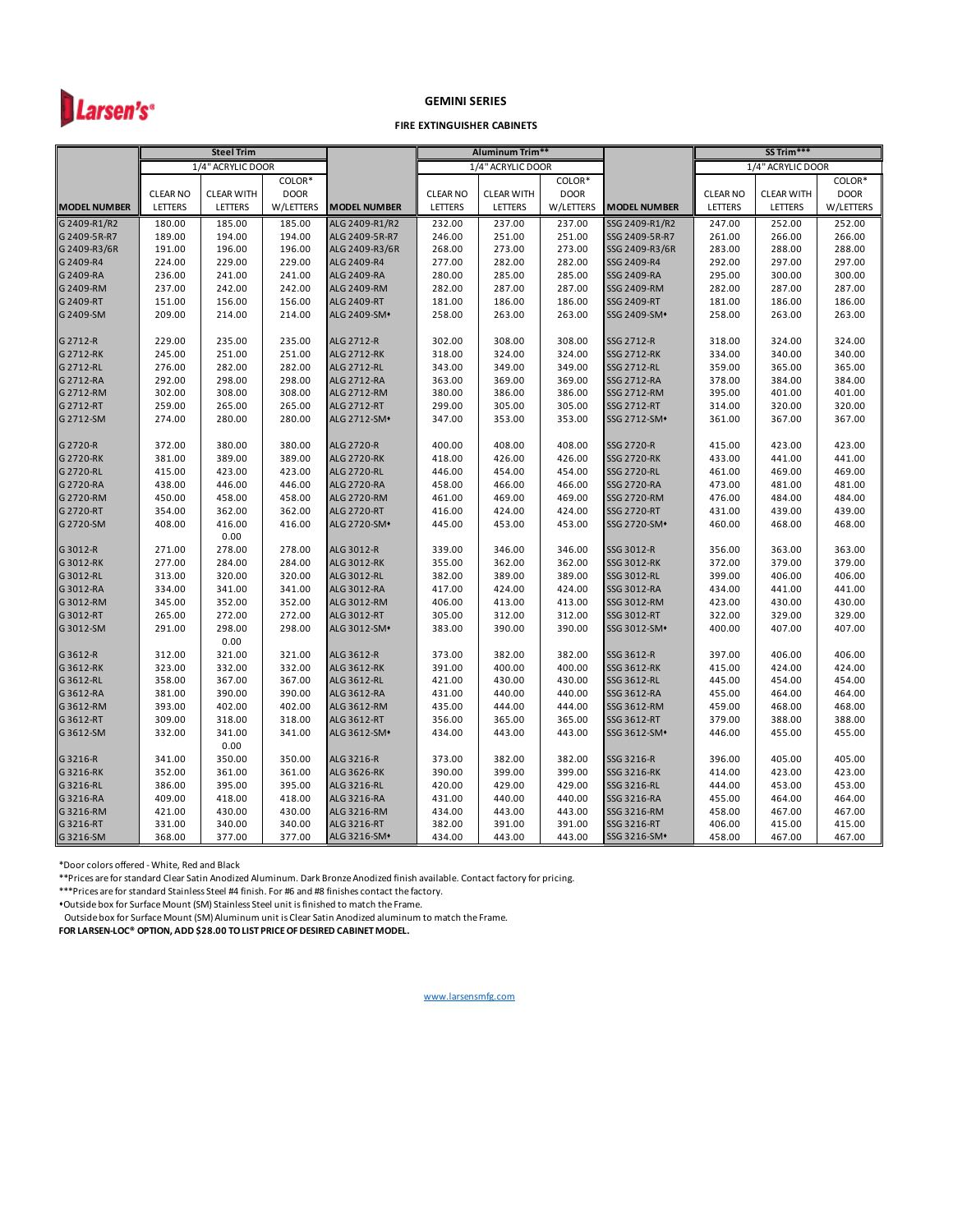Larsen's®

## GEMINI SERIES

### FIRE EXTINGUISHER CABINETS

| | Steel Trim | | | | Aluminum Trim** | | | | SS Trim*** | | |
|---|---|---|---|---|---|---|---|---|---|---|---|
| | 1/4" ACRYLIC DOOR | | | | 1/4" ACRYLIC DOOR | | | | 1/4" ACRYLIC DOOR | | |
| MODEL NUMBER | CLEAR NO LETTERS | CLEAR WITH LETTERS | COLOR* DOOR W/LETTERS | MODEL NUMBER | CLEAR NO LETTERS | CLEAR WITH LETTERS | COLOR* DOOR W/LETTERS | MODEL NUMBER | CLEAR NO LETTERS | CLEAR WITH LETTERS | COLOR* DOOR W/LETTERS |
| G 2409-R1/R2 | 180.00 | 185.00 | 185.00 | ALG 2409-R1/R2 | 232.00 | 237.00 | 237.00 | SSG 2409-R1/R2 | 247.00 | 252.00 | 252.00 |
| G 2409-5R-R7 | 189.00 | 194.00 | 194.00 | ALG 2409-5R-R7 | 246.00 | 251.00 | 251.00 | SSG 2409-5R-R7 | 261.00 | 266.00 | 266.00 |
| G 2409-R3/6R | 191.00 | 196.00 | 196.00 | ALG 2409-R3/6R | 268.00 | 273.00 | 273.00 | SSG 2409-R3/6R | 283.00 | 288.00 | 288.00 |
| G 2409-R4 | 224.00 | 229.00 | 229.00 | ALG 2409-R4 | 277.00 | 282.00 | 282.00 | SSG 2409-R4 | 292.00 | 297.00 | 297.00 |
| G 2409-RA | 236.00 | 241.00 | 241.00 | ALG 2409-RA | 280.00 | 285.00 | 285.00 | SSG 2409-RA | 295.00 | 300.00 | 300.00 |
| G 2409-RM | 237.00 | 242.00 | 242.00 | ALG 2409-RM | 282.00 | 287.00 | 287.00 | SSG 2409-RM | 282.00 | 287.00 | 287.00 |
| G 2409-RT | 151.00 | 156.00 | 156.00 | ALG 2409-RT | 181.00 | 186.00 | 186.00 | SSG 2409-RT | 181.00 | 186.00 | 186.00 |
| G 2409-SM | 209.00 | 214.00 | 214.00 | ALG 2409-SM♦ | 258.00 | 263.00 | 263.00 | SSG 2409-SM♦ | 258.00 | 263.00 | 263.00 |
| | | | | | | | | | | | |
| G 2712-R | 229.00 | 235.00 | 235.00 | ALG 2712-R | 302.00 | 308.00 | 308.00 | SSG 2712-R | 318.00 | 324.00 | 324.00 |
| G 2712-RK | 245.00 | 251.00 | 251.00 | ALG 2712-RK | 318.00 | 324.00 | 324.00 | SSG 2712-RK | 334.00 | 340.00 | 340.00 |
| G 2712-RL | 276.00 | 282.00 | 282.00 | ALG 2712-RL | 343.00 | 349.00 | 349.00 | SSG 2712-RL | 359.00 | 365.00 | 365.00 |
| G 2712-RA | 292.00 | 298.00 | 298.00 | ALG 2712-RA | 363.00 | 369.00 | 369.00 | SSG 2712-RA | 378.00 | 384.00 | 384.00 |
| G 2712-RM | 302.00 | 308.00 | 308.00 | ALG 2712-RM | 380.00 | 386.00 | 386.00 | SSG 2712-RM | 395.00 | 401.00 | 401.00 |
| G 2712-RT | 259.00 | 265.00 | 265.00 | ALG 2712-RT | 299.00 | 305.00 | 305.00 | SSG 2712-RT | 314.00 | 320.00 | 320.00 |
| G 2712-SM | 274.00 | 280.00 | 280.00 | ALG 2712-SM♦ | 347.00 | 353.00 | 353.00 | SSG 2712-SM♦ | 361.00 | 367.00 | 367.00 |
| | | | | | | | | | | | |
| G 2720-R | 372.00 | 380.00 | 380.00 | ALG 2720-R | 400.00 | 408.00 | 408.00 | SSG 2720-R | 415.00 | 423.00 | 423.00 |
| G 2720-RK | 381.00 | 389.00 | 389.00 | ALG 2720-RK | 418.00 | 426.00 | 426.00 | SSG 2720-RK | 433.00 | 441.00 | 441.00 |
| G 2720-RL | 415.00 | 423.00 | 423.00 | ALG 2720-RL | 446.00 | 454.00 | 454.00 | SSG 2720-RL | 461.00 | 469.00 | 469.00 |
| G 2720-RA | 438.00 | 446.00 | 446.00 | ALG 2720-RA | 458.00 | 466.00 | 466.00 | SSG 2720-RA | 473.00 | 481.00 | 481.00 |
| G 2720-RM | 450.00 | 458.00 | 458.00 | ALG 2720-RM | 461.00 | 469.00 | 469.00 | SSG 2720-RM | 476.00 | 484.00 | 484.00 |
| G 2720-RT | 354.00 | 362.00 | 362.00 | ALG 2720-RT | 416.00 | 424.00 | 424.00 | SSG 2720-RT | 431.00 | 439.00 | 439.00 |
| G 2720-SM | 408.00 | 416.00 | 416.00 | ALG 2720-SM♦ | 445.00 | 453.00 | 453.00 | SSG 2720-SM♦ | 460.00 | 468.00 | 468.00 |
| | | 0.00 | | | | | | | | | |
| G 3012-R | 271.00 | 278.00 | 278.00 | ALG 3012-R | 339.00 | 346.00 | 346.00 | SSG 3012-R | 356.00 | 363.00 | 363.00 |
| G 3012-RK | 277.00 | 284.00 | 284.00 | ALG 3012-RK | 355.00 | 362.00 | 362.00 | SSG 3012-RK | 372.00 | 379.00 | 379.00 |
| G 3012-RL | 313.00 | 320.00 | 320.00 | ALG 3012-RL | 382.00 | 389.00 | 389.00 | SSG 3012-RL | 399.00 | 406.00 | 406.00 |
| G 3012-RA | 334.00 | 341.00 | 341.00 | ALG 3012-RA | 417.00 | 424.00 | 424.00 | SSG 3012-RA | 434.00 | 441.00 | 441.00 |
| G 3012-RM | 345.00 | 352.00 | 352.00 | ALG 3012-RM | 406.00 | 413.00 | 413.00 | SSG 3012-RM | 423.00 | 430.00 | 430.00 |
| G 3012-RT | 265.00 | 272.00 | 272.00 | ALG 3012-RT | 305.00 | 312.00 | 312.00 | SSG 3012-RT | 322.00 | 329.00 | 329.00 |
| G 3012-SM | 291.00 | 298.00 | 298.00 | ALG 3012-SM♦ | 383.00 | 390.00 | 390.00 | SSG 3012-SM♦ | 400.00 | 407.00 | 407.00 |
| | | 0.00 | | | | | | | | | |
| G 3612-R | 312.00 | 321.00 | 321.00 | ALG 3612-R | 373.00 | 382.00 | 382.00 | SSG 3612-R | 397.00 | 406.00 | 406.00 |
| G 3612-RK | 323.00 | 332.00 | 332.00 | ALG 3612-RK | 391.00 | 400.00 | 400.00 | SSG 3612-RK | 415.00 | 424.00 | 424.00 |
| G 3612-RL | 358.00 | 367.00 | 367.00 | ALG 3612-RL | 421.00 | 430.00 | 430.00 | SSG 3612-RL | 445.00 | 454.00 | 454.00 |
| G 3612-RA | 381.00 | 390.00 | 390.00 | ALG 3612-RA | 431.00 | 440.00 | 440.00 | SSG 3612-RA | 455.00 | 464.00 | 464.00 |
| G 3612-RM | 393.00 | 402.00 | 402.00 | ALG 3612-RM | 435.00 | 444.00 | 444.00 | SSG 3612-RM | 459.00 | 468.00 | 468.00 |
| G 3612-RT | 309.00 | 318.00 | 318.00 | ALG 3612-RT | 356.00 | 365.00 | 365.00 | SSG 3612-RT | 379.00 | 388.00 | 388.00 |
| G 3612-SM | 332.00 | 341.00 | 341.00 | ALG 3612-SM♦ | 434.00 | 443.00 | 443.00 | SSG 3612-SM♦ | 446.00 | 455.00 | 455.00 |
| | | 0.00 | | | | | | | | | |
| G 3216-R | 341.00 | 350.00 | 350.00 | ALG 3216-R | 373.00 | 382.00 | 382.00 | SSG 3216-R | 396.00 | 405.00 | 405.00 |
| G 3216-RK | 352.00 | 361.00 | 361.00 | ALG 3626-RK | 390.00 | 399.00 | 399.00 | SSG 3216-RK | 414.00 | 423.00 | 423.00 |
| G 3216-RL | 386.00 | 395.00 | 395.00 | ALG 3216-RL | 420.00 | 429.00 | 429.00 | SSG 3216-RL | 444.00 | 453.00 | 453.00 |
| G 3216-RA | 409.00 | 418.00 | 418.00 | ALG 3216-RA | 431.00 | 440.00 | 440.00 | SSG 3216-RA | 455.00 | 464.00 | 464.00 |
| G 3216-RM | 421.00 | 430.00 | 430.00 | ALG 3216-RM | 434.00 | 443.00 | 443.00 | SSG 3216-RM | 458.00 | 467.00 | 467.00 |
| G 3216-RT | 331.00 | 340.00 | 340.00 | ALG 3216-RT | 382.00 | 391.00 | 391.00 | SSG 3216-RT | 406.00 | 415.00 | 415.00 |
| G 3216-SM | 368.00 | 377.00 | 377.00 | ALG 3216-SM♦ | 434.00 | 443.00 | 443.00 | SSG 3216-SM♦ | 458.00 | 467.00 | 467.00 |

*Door colors offered - White, Red and Black

**Prices are for standard Clear Satin Anodized Aluminum. Dark Bronze Anodized finish available. Contact factory for pricing.

***Prices are for standard Stainless Steel #4 finish. For #6 and #8 finishes contact the factory.

♦Outside box for Surface Mount (SM) Stainless Steel unit is finished to match the Frame.
Outside box for Surface Mount (SM) Aluminum unit is Clear Satin Anodized aluminum to match the Frame.

**FOR LARSEN-LOC® OPTION, ADD $28.00 TO LIST PRICE OF DESIRED CABINET MODEL.**

www.larsensmfg.com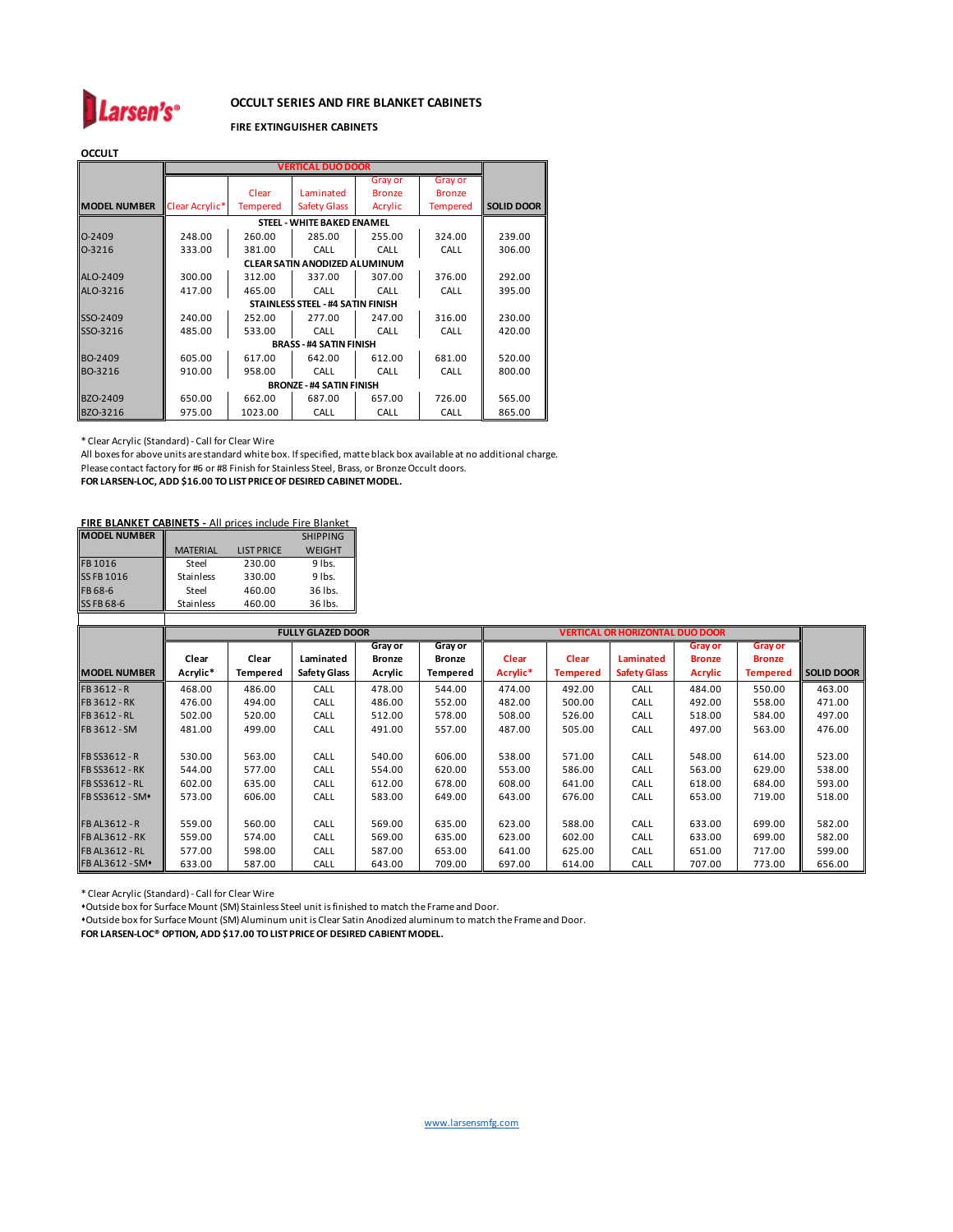Larsen's®

# OCCULT SERIES AND FIRE BLANKET CABINETS

## FIRE EXTINGUISHER CABINETS

### OCCULT

| MODEL NUMBER | VERTICAL DUO DOOR | | | | | SOLID DOOR |
|---|---|---|---|---|---|---|
| | Clear Acrylic* | Clear Tempered | Laminated Safety Glass | Gray or Bronze Acrylic | Gray or Bronze Tempered | |
| | | | STEEL - WHITE BAKED ENAMEL | | | |
| O-2409 | 248.00 | 260.00 | 285.00 | 255.00 | 324.00 | 239.00 |
| O-3216 | 333.00 | 381.00 | CALL | CALL | CALL | 306.00 |
| | | | CLEAR SATIN ANODIZED ALUMINUM | | | |
| ALO-2409 | 300.00 | 312.00 | 337.00 | 307.00 | 376.00 | 292.00 |
| ALO-3216 | 417.00 | 465.00 | CALL | CALL | CALL | 395.00 |
| | | | STAINLESS STEEL - #4 SATIN FINISH | | | |
| SSO-2409 | 240.00 | 252.00 | 277.00 | 247.00 | 316.00 | 230.00 |
| SSO-3216 | 485.00 | 533.00 | CALL | CALL | CALL | 420.00 |
| | | | BRASS - #4 SATIN FINISH | | | |
| BO-2409 | 605.00 | 617.00 | 642.00 | 612.00 | 681.00 | 520.00 |
| BO-3216 | 910.00 | 958.00 | CALL | CALL | CALL | 800.00 |
| | | | BRONZE - #4 SATIN FINISH | | | |
| BZO-2409 | 650.00 | 662.00 | 687.00 | 657.00 | 726.00 | 565.00 |
| BZO-3216 | 975.00 | 1023.00 | CALL | CALL | CALL | 865.00 |

* Clear Acrylic (Standard) - Call for Clear Wire
All boxes for above units are standard white box. If specified, matte black box available at no additional charge.
Please contact factory for #6 or #8 Finish for Stainless Steel, Brass, or Bronze Occult doors.
**FOR LARSEN-LOC, ADD $16.00 TO LIST PRICE OF DESIRED CABINET MODEL.**

### FIRE BLANKET CABINETS - All prices include Fire Blanket

| MODEL NUMBER | MATERIAL | LIST PRICE | SHIPPING WEIGHT |
|---|---|---|---|
| FB 1016 | Steel | 230.00 | 9 lbs. |
| SS FB 1016 | Stainless | 330.00 | 9 lbs. |
| FB 68-6 | Steel | 460.00 | 36 lbs. |
| SS FB 68-6 | Stainless | 460.00 | 36 lbs. |

| MODEL NUMBER | FULLY GLAZED DOOR | | | | | VERTICAL OR HORIZONTAL DUO DOOR | | | | | SOLID DOOR |
|---|---|---|---|---|---|---|---|---|---|---|---|
| | Clear Acrylic* | Clear Tempered | Laminated Safety Glass | Gray or Bronze Acrylic | Gray or Bronze Tempered | Clear Acrylic* | Clear Tempered | Laminated Safety Glass | Gray or Bronze Acrylic | Gray or Bronze Tempered | |
| FB 3612 - R | 468.00 | 486.00 | CALL | 478.00 | 544.00 | 474.00 | 492.00 | CALL | 484.00 | 550.00 | 463.00 |
| FB 3612 - RK | 476.00 | 494.00 | CALL | 486.00 | 552.00 | 482.00 | 500.00 | CALL | 492.00 | 558.00 | 471.00 |
| FB 3612 - RL | 502.00 | 520.00 | CALL | 512.00 | 578.00 | 508.00 | 526.00 | CALL | 518.00 | 584.00 | 497.00 |
| FB 3612 - SM | 481.00 | 499.00 | CALL | 491.00 | 557.00 | 487.00 | 505.00 | CALL | 497.00 | 563.00 | 476.00 |
| | | | | | | | | | | | |
| FB SS3612 - R | 530.00 | 563.00 | CALL | 540.00 | 606.00 | 538.00 | 571.00 | CALL | 548.00 | 614.00 | 523.00 |
| FB SS3612 - RK | 544.00 | 577.00 | CALL | 554.00 | 620.00 | 553.00 | 586.00 | CALL | 563.00 | 629.00 | 538.00 |
| FB SS3612 - RL | 602.00 | 635.00 | CALL | 612.00 | 678.00 | 608.00 | 641.00 | CALL | 618.00 | 684.00 | 593.00 |
| FB SS3612 - SM♦ | 573.00 | 606.00 | CALL | 583.00 | 649.00 | 643.00 | 676.00 | CALL | 653.00 | 719.00 | 518.00 |
| | | | | | | | | | | | |
| FB AL3612 - R | 559.00 | 560.00 | CALL | 569.00 | 635.00 | 623.00 | 588.00 | CALL | 633.00 | 699.00 | 582.00 |
| FB AL3612 - RK | 559.00 | 574.00 | CALL | 569.00 | 635.00 | 623.00 | 602.00 | CALL | 633.00 | 699.00 | 582.00 |
| FB AL3612 - RL | 577.00 | 598.00 | CALL | 587.00 | 653.00 | 641.00 | 625.00 | CALL | 651.00 | 717.00 | 599.00 |
| FB AL3612 - SM♦ | 633.00 | 587.00 | CALL | 643.00 | 709.00 | 697.00 | 614.00 | CALL | 707.00 | 773.00 | 656.00 |

* Clear Acrylic (Standard) - Call for Clear Wire
♦Outside box for Surface Mount (SM) Stainless Steel unit is finished to match the Frame and Door.
♦Outside box for Surface Mount (SM) Aluminum unit is Clear Satin Anodized aluminum to match the Frame and Door.
**FOR LARSEN-LOC® OPTION, ADD $17.00 TO LIST PRICE OF DESIRED CABIENT MODEL.**

www.larsensmfg.com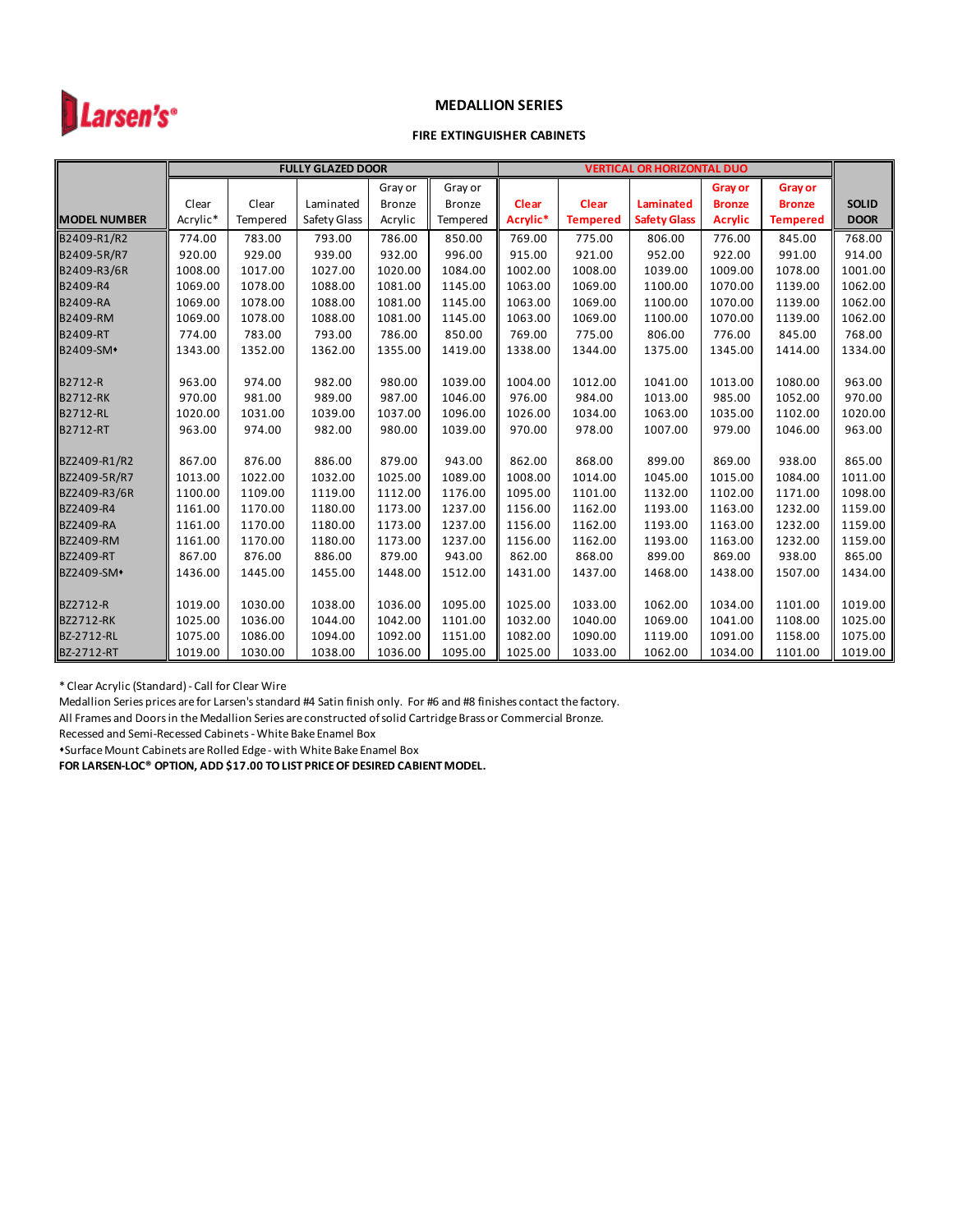## MEDALLION SERIES

### FIRE EXTINGUISHER CABINETS

| MODEL NUMBER | FULLY GLAZED DOOR | | | | | VERTICAL OR HORIZONTAL DUO | | | | | SOLID DOOR |
|---|---|---|---|---|---|---|---|---|---|---|---|
| | Clear Acrylic* | Clear Tempered | Laminated Safety Glass | Gray or Bronze Acrylic | Gray or Bronze Tempered | Clear Acrylic* | Clear Tempered | Laminated Safety Glass | Gray or Bronze Acrylic | Gray or Bronze Tempered | |
| B2409-R1/R2 | 774.00 | 783.00 | 793.00 | 786.00 | 850.00 | 769.00 | 775.00 | 806.00 | 776.00 | 845.00 | 768.00 |
| B2409-5R/R7 | 920.00 | 929.00 | 939.00 | 932.00 | 996.00 | 915.00 | 921.00 | 952.00 | 922.00 | 991.00 | 914.00 |
| B2409-R3/6R | 1008.00 | 1017.00 | 1027.00 | 1020.00 | 1084.00 | 1002.00 | 1008.00 | 1039.00 | 1009.00 | 1078.00 | 1001.00 |
| B2409-R4 | 1069.00 | 1078.00 | 1088.00 | 1081.00 | 1145.00 | 1063.00 | 1069.00 | 1100.00 | 1070.00 | 1139.00 | 1062.00 |
| B2409-RA | 1069.00 | 1078.00 | 1088.00 | 1081.00 | 1145.00 | 1063.00 | 1069.00 | 1100.00 | 1070.00 | 1139.00 | 1062.00 |
| B2409-RM | 1069.00 | 1078.00 | 1088.00 | 1081.00 | 1145.00 | 1063.00 | 1069.00 | 1100.00 | 1070.00 | 1139.00 | 1062.00 |
| B2409-RT | 774.00 | 783.00 | 793.00 | 786.00 | 850.00 | 769.00 | 775.00 | 806.00 | 776.00 | 845.00 | 768.00 |
| B2409-SM♦ | 1343.00 | 1352.00 | 1362.00 | 1355.00 | 1419.00 | 1338.00 | 1344.00 | 1375.00 | 1345.00 | 1414.00 | 1334.00 |
| | | | | | | | | | | | |
| B2712-R | 963.00 | 974.00 | 982.00 | 980.00 | 1039.00 | 1004.00 | 1012.00 | 1041.00 | 1013.00 | 1080.00 | 963.00 |
| B2712-RK | 970.00 | 981.00 | 989.00 | 987.00 | 1046.00 | 976.00 | 984.00 | 1013.00 | 985.00 | 1052.00 | 970.00 |
| B2712-RL | 1020.00 | 1031.00 | 1039.00 | 1037.00 | 1096.00 | 1026.00 | 1034.00 | 1063.00 | 1035.00 | 1102.00 | 1020.00 |
| B2712-RT | 963.00 | 974.00 | 982.00 | 980.00 | 1039.00 | 970.00 | 978.00 | 1007.00 | 979.00 | 1046.00 | 963.00 |
| | | | | | | | | | | | |
| BZ2409-R1/R2 | 867.00 | 876.00 | 886.00 | 879.00 | 943.00 | 862.00 | 868.00 | 899.00 | 869.00 | 938.00 | 865.00 |
| BZ2409-5R/R7 | 1013.00 | 1022.00 | 1032.00 | 1025.00 | 1089.00 | 1008.00 | 1014.00 | 1045.00 | 1015.00 | 1084.00 | 1011.00 |
| BZ2409-R3/6R | 1100.00 | 1109.00 | 1119.00 | 1112.00 | 1176.00 | 1095.00 | 1101.00 | 1132.00 | 1102.00 | 1171.00 | 1098.00 |
| BZ2409-R4 | 1161.00 | 1170.00 | 1180.00 | 1173.00 | 1237.00 | 1156.00 | 1162.00 | 1193.00 | 1163.00 | 1232.00 | 1159.00 |
| BZ2409-RA | 1161.00 | 1170.00 | 1180.00 | 1173.00 | 1237.00 | 1156.00 | 1162.00 | 1193.00 | 1163.00 | 1232.00 | 1159.00 |
| BZ2409-RM | 1161.00 | 1170.00 | 1180.00 | 1173.00 | 1237.00 | 1156.00 | 1162.00 | 1193.00 | 1163.00 | 1232.00 | 1159.00 |
| BZ2409-RT | 867.00 | 876.00 | 886.00 | 879.00 | 943.00 | 862.00 | 868.00 | 899.00 | 869.00 | 938.00 | 865.00 |
| BZ2409-SM♦ | 1436.00 | 1445.00 | 1455.00 | 1448.00 | 1512.00 | 1431.00 | 1437.00 | 1468.00 | 1438.00 | 1507.00 | 1434.00 |
| | | | | | | | | | | | |
| BZ2712-R | 1019.00 | 1030.00 | 1038.00 | 1036.00 | 1095.00 | 1025.00 | 1033.00 | 1062.00 | 1034.00 | 1101.00 | 1019.00 |
| BZ2712-RK | 1025.00 | 1036.00 | 1044.00 | 1042.00 | 1101.00 | 1032.00 | 1040.00 | 1069.00 | 1041.00 | 1108.00 | 1025.00 |
| BZ-2712-RL | 1075.00 | 1086.00 | 1094.00 | 1092.00 | 1151.00 | 1082.00 | 1090.00 | 1119.00 | 1091.00 | 1158.00 | 1075.00 |
| BZ-2712-RT | 1019.00 | 1030.00 | 1038.00 | 1036.00 | 1095.00 | 1025.00 | 1033.00 | 1062.00 | 1034.00 | 1101.00 | 1019.00 |

* Clear Acrylic (Standard) - Call for Clear Wire

Medallion Series prices are for Larsen's standard #4 Satin finish only. For #6 and #8 finishes contact the factory.

All Frames and Doors in the Medallion Series are constructed of solid Cartridge Brass or Commercial Bronze.

Recessed and Semi-Recessed Cabinets - White Bake Enamel Box

♦Surface Mount Cabinets are Rolled Edge - with White Bake Enamel Box

**FOR LARSEN-LOC® OPTION, ADD $17.00 TO LIST PRICE OF DESIRED CABIENT MODEL.**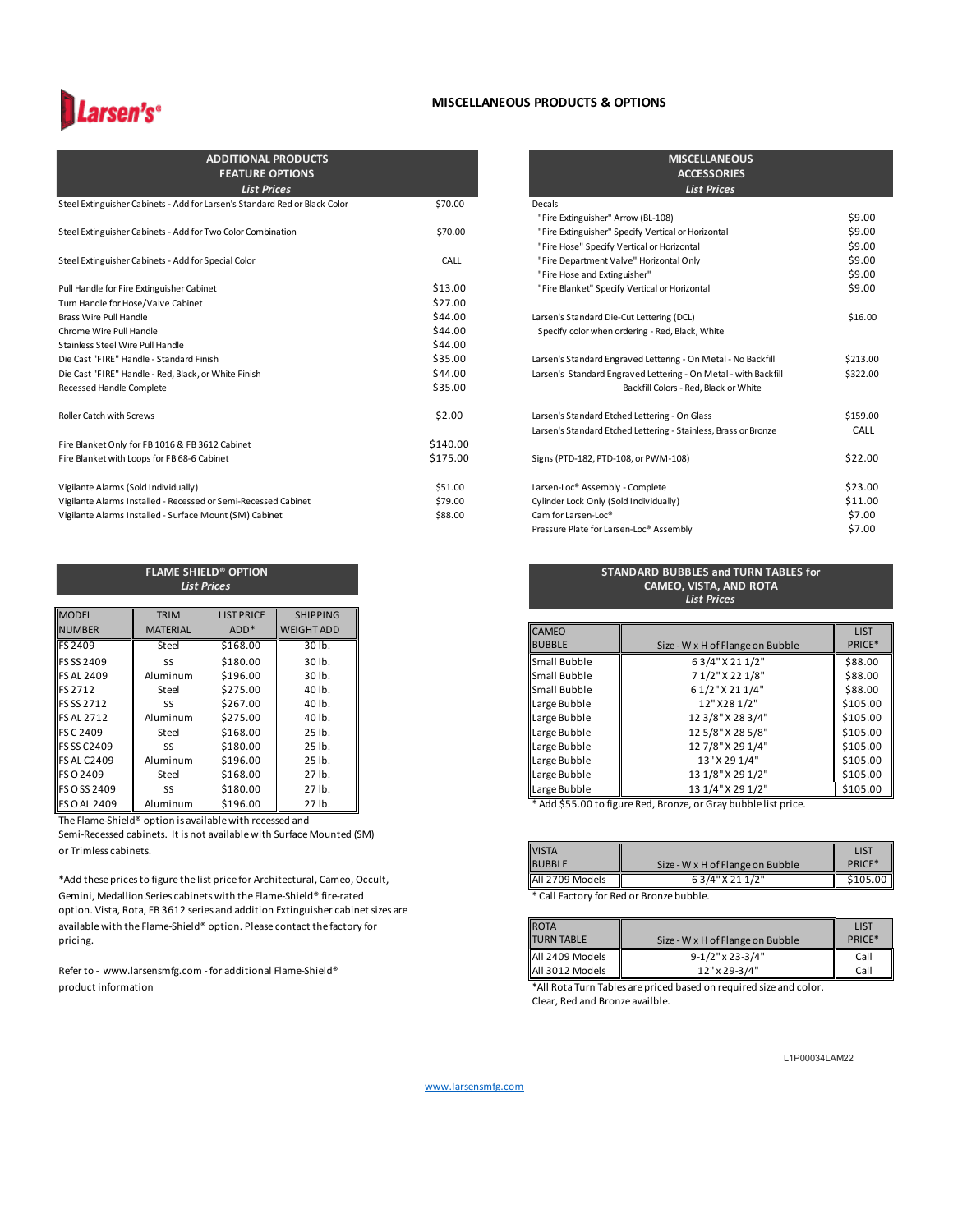# MISCELLANEOUS PRODUCTS & OPTIONS

## ADDITIONAL PRODUCTS FEATURE OPTIONS

*List Prices*

| | |
|---|---|
| Steel Extinguisher Cabinets - Add for Larsen's Standard Red or Black Color | $70.00 |
| Steel Extinguisher Cabinets - Add for Two Color Combination | $70.00 |
| Steel Extinguisher Cabinets - Add for Special Color | CALL |
| Pull Handle for Fire Extinguisher Cabinet | $13.00 |
| Turn Handle for Hose/Valve Cabinet | $27.00 |
| Brass Wire Pull Handle | $44.00 |
| Chrome Wire Pull Handle | $44.00 |
| Stainless Steel Wire Pull Handle | $44.00 |
| Die Cast "FIRE" Handle - Standard Finish | $35.00 |
| Die Cast "FIRE" Handle - Red, Black, or White Finish | $44.00 |
| Recessed Handle Complete | $35.00 |
| Roller Catch with Screws | $2.00 |
| Fire Blanket Only for FB 1016 & FB 3612 Cabinet | $140.00 |
| Fire Blanket with Loops for FB 68-6 Cabinet | $175.00 |
| Vigilante Alarms (Sold Individually) | $51.00 |
| Vigilante Alarms Installed - Recessed or Semi-Recessed Cabinet | $79.00 |
| Vigilante Alarms Installed - Surface Mount (SM) Cabinet | $88.00 |

## MISCELLANEOUS ACCESSORIES

*List Prices*

| | |
|---|---|
| Decals | |
| "Fire Extinguisher" Arrow (BL-108) | $9.00 |
| "Fire Extinguisher" Specify Vertical or Horizontal | $9.00 |
| "Fire Hose" Specify Vertical or Horizontal | $9.00 |
| "Fire Department Valve" Horizontal Only | $9.00 |
| "Fire Hose and Extinguisher" | $9.00 |
| "Fire Blanket" Specify Vertical or Horizontal | $9.00 |
| Larsen's Standard Die-Cut Lettering (DCL) | $16.00 |
| Specify color when ordering - Red, Black, White | |
| Larsen's Standard Engraved Lettering - On Metal - No Backfill | $213.00 |
| Larsen's Standard Engraved Lettering - On Metal - with Backfill | $322.00 |
| Backfill Colors - Red, Black or White | |
| Larsen's Standard Etched Lettering - On Glass | $159.00 |
| Larsen's Standard Etched Lettering - Stainless, Brass or Bronze | CALL |
| Signs (PTD-182, PTD-108, or PWM-108) | $22.00 |
| Larsen-Loc® Assembly - Complete | $23.00 |
| Cylinder Lock Only (Sold Individually) | $11.00 |
| Cam for Larsen-Loc® | $7.00 |
| Pressure Plate for Larsen-Loc® Assembly | $7.00 |

## FLAME SHIELD® OPTION

*List Prices*

| MODEL NUMBER | TRIM MATERIAL | LIST PRICE ADD* | SHIPPING WEIGHT ADD |
|---|---|---|---|
| FS 2409 | Steel | $168.00 | 30 lb. |
| FS SS 2409 | SS | $180.00 | 30 lb. |
| FS AL 2409 | Aluminum | $196.00 | 30 lb. |
| FS 2712 | Steel | $275.00 | 40 lb. |
| FS SS 2712 | SS | $267.00 | 40 lb. |
| FS AL 2712 | Aluminum | $275.00 | 40 lb. |
| FS C 2409 | Steel | $168.00 | 25 lb. |
| FS SS C2409 | SS | $180.00 | 25 lb. |
| FS AL C2409 | Aluminum | $196.00 | 25 lb. |
| FS O 2409 | Steel | $168.00 | 27 lb. |
| FS O SS 2409 | SS | $180.00 | 27 lb. |
| FS O AL 2409 | Aluminum | $196.00 | 27 lb. |

The Flame-Shield® option is available with recessed and Semi-Recessed cabinets. It is not available with Surface Mounted (SM) or Trimless cabinets.

*Add these prices to figure the list price for Architectural, Cameo, Occult, Gemini, Medallion Series cabinets with the Flame-Shield® fire-rated option. Vista, Rota, FB 3612 series and addition Extinguisher cabinet sizes are available with the Flame-Shield® option. Please contact the factory for pricing.

Refer to - www.larsensmfg.com - for additional Flame-Shield® product information

## STANDARD BUBBLES and TURN TABLES for CAMEO, VISTA, AND ROTA

*List Prices*

| CAMEO BUBBLE | Size - W x H of Flange on Bubble | LIST PRICE* |
|---|---|---|
| Small Bubble | 6 3/4" X 21 1/2" | $88.00 |
| Small Bubble | 7 1/2" X 22 1/8" | $88.00 |
| Small Bubble | 6 1/2" X 21 1/4" | $88.00 |
| Large Bubble | 12" X28 1/2" | $105.00 |
| Large Bubble | 12 3/8" X 28 3/4" | $105.00 |
| Large Bubble | 12 5/8" X 28 5/8" | $105.00 |
| Large Bubble | 12 7/8" X 29 1/4" | $105.00 |
| Large Bubble | 13" X 29 1/4" | $105.00 |
| Large Bubble | 13 1/8" X 29 1/2" | $105.00 |
| Large Bubble | 13 1/4" X 29 1/2" | $105.00 |

* Add $55.00 to figure Red, Bronze, or Gray bubble list price.

| VISTA BUBBLE | Size - W x H of Flange on Bubble | LIST PRICE* |
|---|---|---|
| All 2709 Models | 6 3/4" X 21 1/2" | $105.00 |

* Call Factory for Red or Bronze bubble.

| ROTA TURN TABLE | Size - W x H of Flange on Bubble | LIST PRICE* |
|---|---|---|
| All 2409 Models | 9-1/2" x 23-3/4" | Call |
| All 3012 Models | 12" x 29-3/4" | Call |

*All Rota Turn Tables are priced based on required size and color. Clear, Red and Bronze availble.

L1P00034LAM22

www.larsensmfg.com